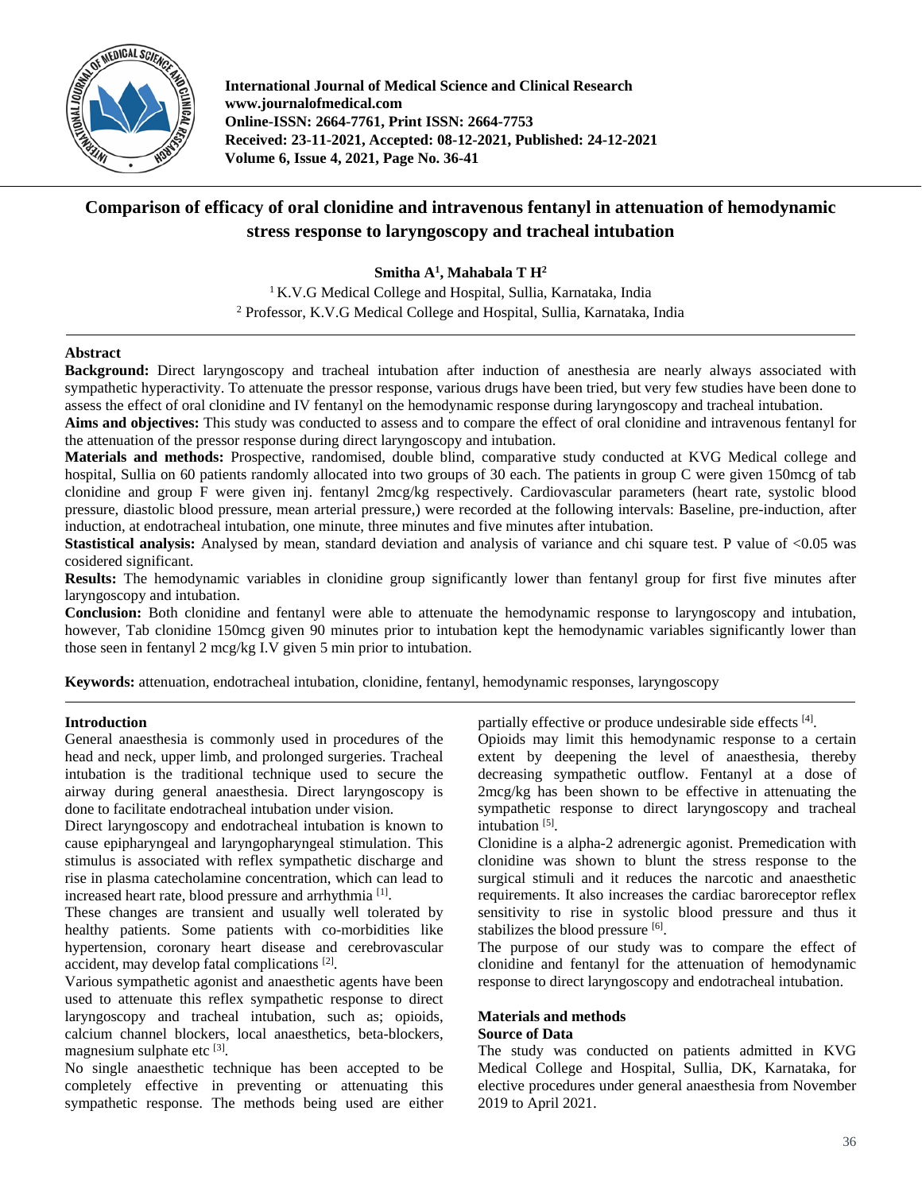# Comparison of efficacy of oral clonidine and intravenous fentanyl in attenuation of hemodynamic stress response to laryngoscopy and tracheal intubation

**Smitha A[1], Mahabala T H[2]**

[1] K.V.G Medical College and Hospital, Sullia, Karnataka, India
[2] Professor, K.V.G Medical College and Hospital, Sullia, Karnataka, India

## Abstract

**Background:** Direct laryngoscopy and tracheal intubation after induction of anesthesia are nearly always associated with sympathetic hyperactivity. To attenuate the pressor response, various drugs have been tried, but very few studies have been done to assess the effect of oral clonidine and IV fentanyl on the hemodynamic response during laryngoscopy and tracheal intubation.

**Aims and objectives:** This study was conducted to assess and to compare the effect of oral clonidine and intravenous fentanyl for the attenuation of the pressor response during direct laryngoscopy and intubation.

**Materials and methods:** Prospective, randomised, double blind, comparative study conducted at KVG Medical college and hospital, Sullia on 60 patients randomly allocated into two groups of 30 each. The patients in group C were given 150mcg of tab clonidine and group F were given inj. fentanyl 2mcg/kg respectively. Cardiovascular parameters (heart rate, systolic blood pressure, diastolic blood pressure, mean arterial pressure,) were recorded at the following intervals: Baseline, pre-induction, after induction, at endotracheal intubation, one minute, three minutes and five minutes after intubation.

**Stastistical analysis:** Analysed by mean, standard deviation and analysis of variance and chi square test. P value of <0.05 was cosidered significant.

**Results:** The hemodynamic variables in clonidine group significantly lower than fentanyl group for first five minutes after laryngoscopy and intubation.

**Conclusion:** Both clonidine and fentanyl were able to attenuate the hemodynamic response to laryngoscopy and intubation, however, Tab clonidine 150mcg given 90 minutes prior to intubation kept the hemodynamic variables significantly lower than those seen in fentanyl 2 mcg/kg I.V given 5 min prior to intubation.

**Keywords:** attenuation, endotracheal intubation, clonidine, fentanyl, hemodynamic responses, laryngoscopy

## Introduction

General anaesthesia is commonly used in procedures of the head and neck, upper limb, and prolonged surgeries. Tracheal intubation is the traditional technique used to secure the airway during general anaesthesia. Direct laryngoscopy is done to facilitate endotracheal intubation under vision.

Direct laryngoscopy and endotracheal intubation is known to cause epipharyngeal and laryngopharyngeal stimulation. This stimulus is associated with reflex sympathetic discharge and rise in plasma catecholamine concentration, which can lead to increased heart rate, blood pressure and arrhythmia [1].

These changes are transient and usually well tolerated by healthy patients. Some patients with co-morbidities like hypertension, coronary heart disease and cerebrovascular accident, may develop fatal complications [2].

Various sympathetic agonist and anaesthetic agents have been used to attenuate this reflex sympathetic response to direct laryngoscopy and tracheal intubation, such as; opioids, calcium channel blockers, local anaesthetics, beta-blockers, magnesium sulphate etc [3].

No single anaesthetic technique has been accepted to be completely effective in preventing or attenuating this sympathetic response. The methods being used are either partially effective or produce undesirable side effects [4].

Opioids may limit this hemodynamic response to a certain extent by deepening the level of anaesthesia, thereby decreasing sympathetic outflow. Fentanyl at a dose of 2mcg/kg has been shown to be effective in attenuating the sympathetic response to direct laryngoscopy and tracheal intubation [5].

Clonidine is a alpha-2 adrenergic agonist. Premedication with clonidine was shown to blunt the stress response to the surgical stimuli and it reduces the narcotic and anaesthetic requirements. It also increases the cardiac baroreceptor reflex sensitivity to rise in systolic blood pressure and thus it stabilizes the blood pressure [6].

The purpose of our study was to compare the effect of clonidine and fentanyl for the attenuation of hemodynamic response to direct laryngoscopy and endotracheal intubation.

## Materials and methods

### Source of Data

The study was conducted on patients admitted in KVG Medical College and Hospital, Sullia, DK, Karnataka, for elective procedures under general anaesthesia from November 2019 to April 2021.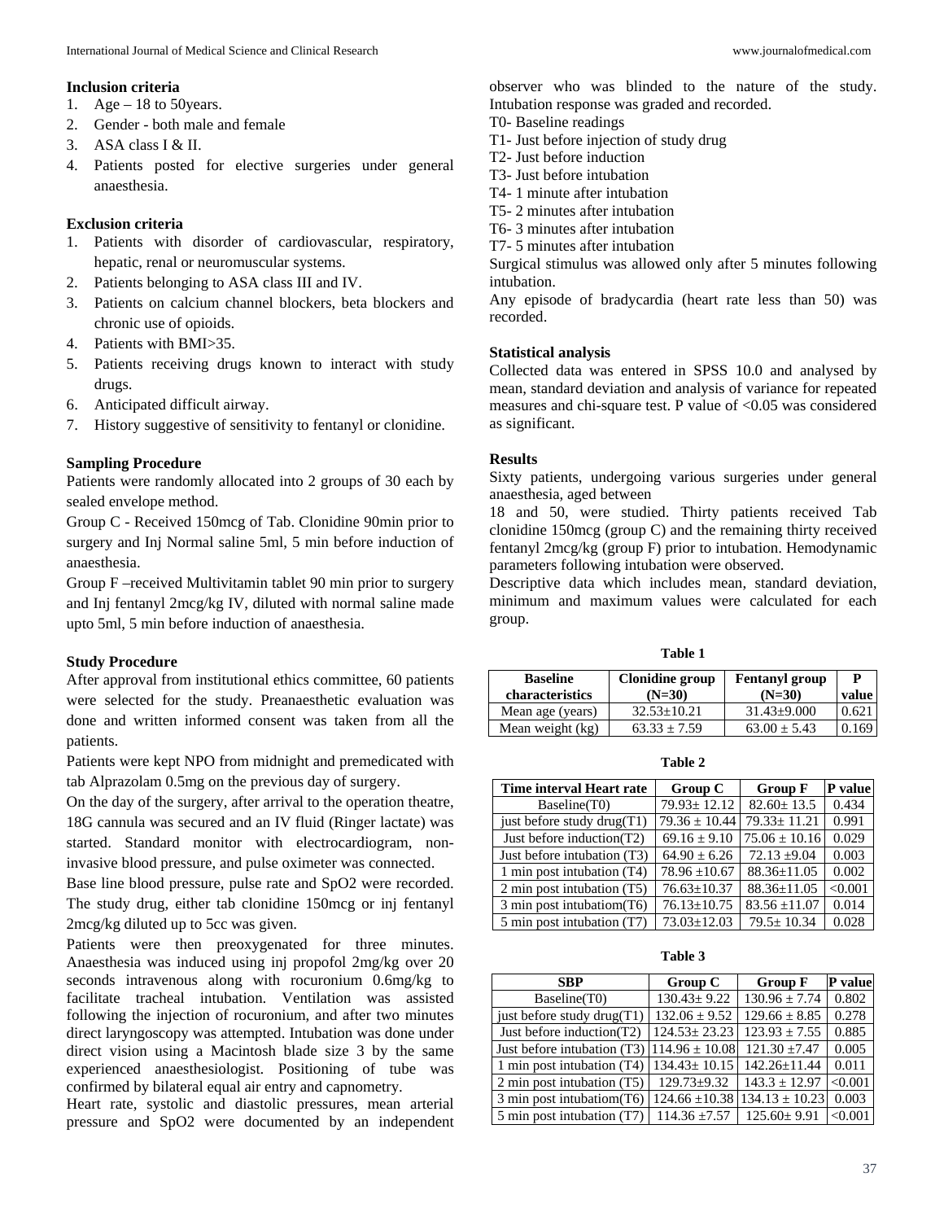**Inclusion criteria**

1. Age – 18 to 50years.
2. Gender - both male and female
3. ASA class I & II.
4. Patients posted for elective surgeries under general anaesthesia.

**Exclusion criteria**

1. Patients with disorder of cardiovascular, respiratory, hepatic, renal or neuromuscular systems.
2. Patients belonging to ASA class III and IV.
3. Patients on calcium channel blockers, beta blockers and chronic use of opioids.
4. Patients with BMI>35.
5. Patients receiving drugs known to interact with study drugs.
6. Anticipated difficult airway.
7. History suggestive of sensitivity to fentanyl or clonidine.

**Sampling Procedure**

Patients were randomly allocated into 2 groups of 30 each by sealed envelope method.

Group C - Received 150mcg of Tab. Clonidine 90min prior to surgery and Inj Normal saline 5ml, 5 min before induction of anaesthesia.

Group F –received Multivitamin tablet 90 min prior to surgery and Inj fentanyl 2mcg/kg IV, diluted with normal saline made upto 5ml, 5 min before induction of anaesthesia.

**Study Procedure**

After approval from institutional ethics committee, 60 patients were selected for the study. Preanaesthetic evaluation was done and written informed consent was taken from all the patients.

Patients were kept NPO from midnight and premedicated with tab Alprazolam 0.5mg on the previous day of surgery.

On the day of the surgery, after arrival to the operation theatre, 18G cannula was secured and an IV fluid (Ringer lactate) was started. Standard monitor with electrocardiogram, non-invasive blood pressure, and pulse oximeter was connected.

Base line blood pressure, pulse rate and SpO2 were recorded. The study drug, either tab clonidine 150mcg or inj fentanyl 2mcg/kg diluted up to 5cc was given.

Patients were then preoxygenated for three minutes. Anaesthesia was induced using inj propofol 2mg/kg over 20 seconds intravenous along with rocuronium 0.6mg/kg to facilitate tracheal intubation. Ventilation was assisted following the injection of rocuronium, and after two minutes direct laryngoscopy was attempted. Intubation was done under direct vision using a Macintosh blade size 3 by the same experienced anaesthesiologist. Positioning of tube was confirmed by bilateral equal air entry and capnometry.

Heart rate, systolic and diastolic pressures, mean arterial pressure and SpO2 were documented by an independent observer who was blinded to the nature of the study. Intubation response was graded and recorded.

T0- Baseline readings
T1- Just before injection of study drug
T2- Just before induction
T3- Just before intubation
T4- 1 minute after intubation
T5- 2 minutes after intubation
T6- 3 minutes after intubation
T7- 5 minutes after intubation

Surgical stimulus was allowed only after 5 minutes following intubation.

Any episode of bradycardia (heart rate less than 50) was recorded.

**Statistical analysis**

Collected data was entered in SPSS 10.0 and analysed by mean, standard deviation and analysis of variance for repeated measures and chi-square test. P value of <0.05 was considered as significant.

**Results**

Sixty patients, undergoing various surgeries under general anaesthesia, aged between

18 and 50, were studied. Thirty patients received Tab clonidine 150mcg (group C) and the remaining thirty received fentanyl 2mcg/kg (group F) prior to intubation. Hemodynamic parameters following intubation were observed.

Descriptive data which includes mean, standard deviation, minimum and maximum values were calculated for each group.

**Table 1**

| Baseline characteristics | Clonidine group (N=30) | Fentanyl group (N=30) | P value |
|---|---|---|---|
| Mean age (years) | 32.53±10.21 | 31.43±9.000 | 0.621 |
| Mean weight (kg) | 63.33 ± 7.59 | 63.00 ± 5.43 | 0.169 |

**Table 2**

| Time interval Heart rate | Group C | Group F | P value |
|---|---|---|---|
| Baseline(T0) | 79.93± 12.12 | 82.60± 13.5 | 0.434 |
| just before study drug(T1) | 79.36 ± 10.44 | 79.33± 11.21 | 0.991 |
| Just before induction(T2) | 69.16 ± 9.10 | 75.06 ± 10.16 | 0.029 |
| Just before intubation (T3) | 64.90 ± 6.26 | 72.13 ±9.04 | 0.003 |
| 1 min post intubation (T4) | 78.96 ±10.67 | 88.36±11.05 | 0.002 |
| 2 min post intubation (T5) | 76.63±10.37 | 88.36±11.05 | <0.001 |
| 3 min post intubatiom(T6) | 76.13±10.75 | 83.56 ±11.07 | 0.014 |
| 5 min post intubation (T7) | 73.03±12.03 | 79.5± 10.34 | 0.028 |

**Table 3**

| SBP | Group C | Group F | P value |
|---|---|---|---|
| Baseline(T0) | 130.43± 9.22 | 130.96 ± 7.74 | 0.802 |
| just before study drug(T1) | 132.06 ± 9.52 | 129.66 ± 8.85 | 0.278 |
| Just before induction(T2) | 124.53± 23.23 | 123.93 ± 7.55 | 0.885 |
| Just before intubation (T3) | 114.96 ± 10.08 | 121.30 ±7.47 | 0.005 |
| 1 min post intubation (T4) | 134.43± 10.15 | 142.26±11.44 | 0.011 |
| 2 min post intubation (T5) | 129.73±9.32 | 143.3 ± 12.97 | <0.001 |
| 3 min post intubatiom(T6) | 124.66 ±10.38 | 134.13 ± 10.23 | 0.003 |
| 5 min post intubation (T7) | 114.36 ±7.57 | 125.60± 9.91 | <0.001 |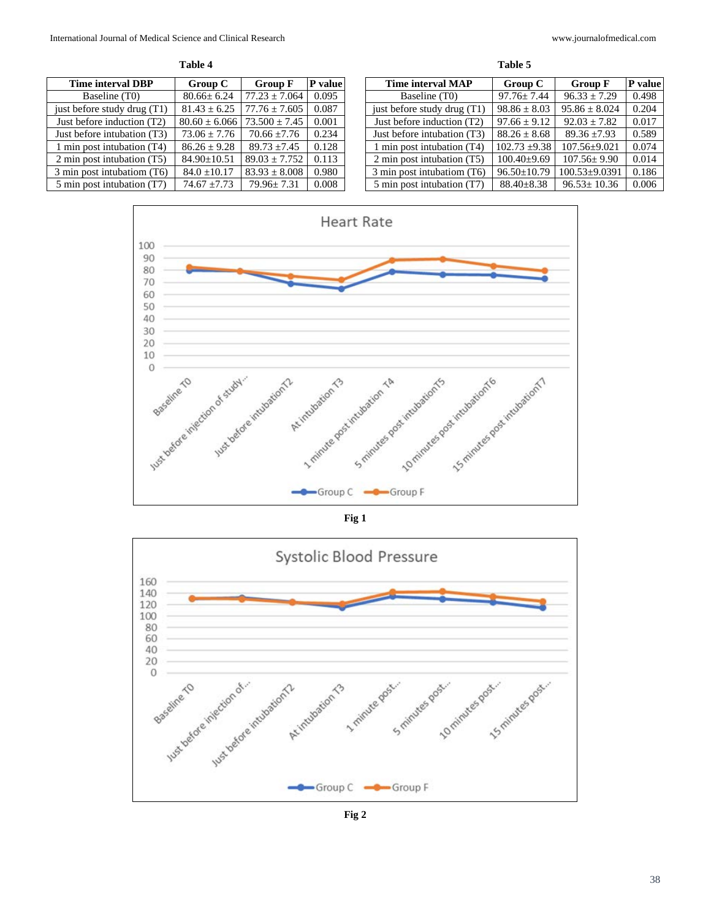**Table 4**

| Time interval DBP | Group C | Group F | P value |
|---|---|---|---|
| Baseline (T0) | 80.66± 6.24 | 77.23 ± 7.064 | 0.095 |
| just before study drug (T1) | 81.43 ± 6.25 | 77.76 ± 7.605 | 0.087 |
| Just before induction (T2) | 80.60 ± 6.066 | 73.500 ± 7.45 | 0.001 |
| Just before intubation (T3) | 73.06 ± 7.76 | 70.66 ±7.76 | 0.234 |
| 1 min post intubation (T4) | 86.26 ± 9.28 | 89.73 ±7.45 | 0.128 |
| 2 min post intubation (T5) | 84.90±10.51 | 89.03 ± 7.752 | 0.113 |
| 3 min post intubatiom (T6) | 84.0 ±10.17 | 83.93 ± 8.008 | 0.980 |
| 5 min post intubation (T7) | 74.67 ±7.73 | 79.96± 7.31 | 0.008 |

**Table 5**

| Time interval MAP | Group C | Group F | P value |
|---|---|---|---|
| Baseline (T0) | 97.76± 7.44 | 96.33 ± 7.29 | 0.498 |
| just before study drug (T1) | 98.86 ± 8.03 | 95.86 ± 8.024 | 0.204 |
| Just before induction (T2) | 97.66 ± 9.12 | 92.03 ± 7.82 | 0.017 |
| Just before intubation (T3) | 88.26 ± 8.68 | 89.36 ±7.93 | 0.589 |
| 1 min post intubation (T4) | 102.73 ±9.38 | 107.56±9.021 | 0.074 |
| 2 min post intubation (T5) | 100.40±9.69 | 107.56± 9.90 | 0.014 |
| 3 min post intubatiom (T6) | 96.50±10.79 | 100.53±9.0391 | 0.186 |
| 5 min post intubation (T7) | 88.40±8.38 | 96.53± 10.36 | 0.006 |

**Fig 1**

**Fig 2**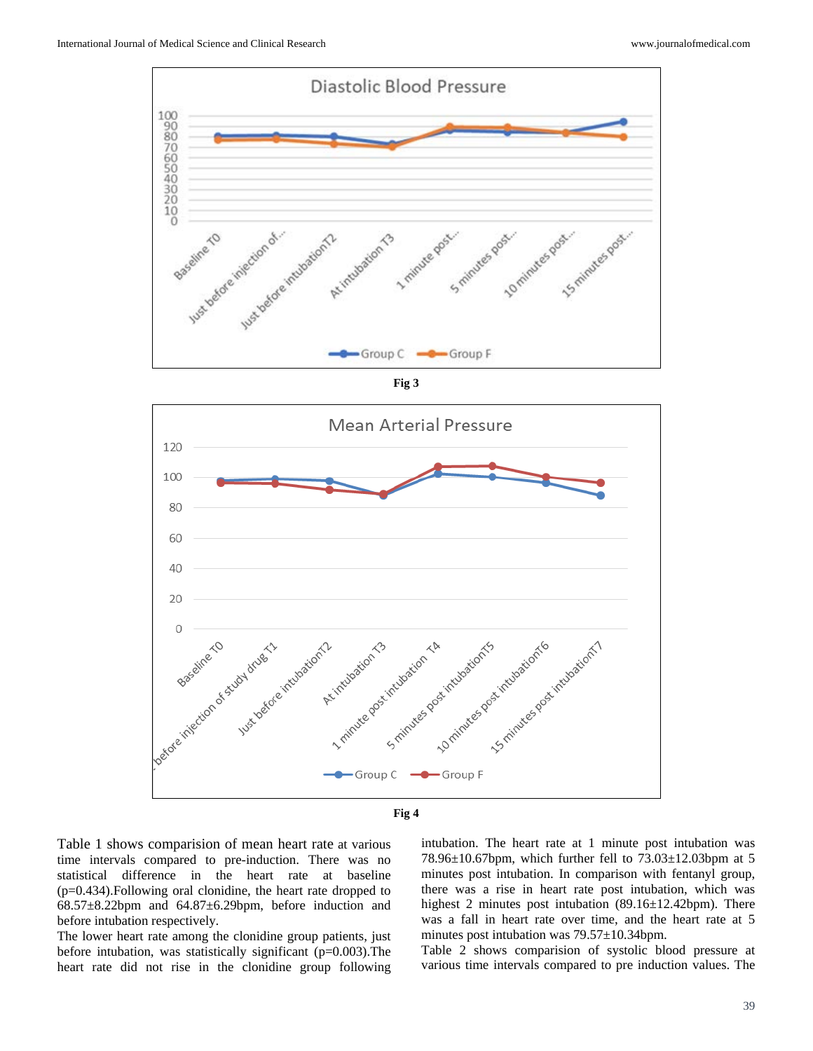Fig 3

Fig 4

Table 1 shows comparision of mean heart rate at various time intervals compared to pre-induction. There was no statistical difference in the heart rate at baseline (p=0.434).Following oral clonidine, the heart rate dropped to 68.57±8.22bpm and 64.87±6.29bpm, before induction and before intubation respectively.

The lower heart rate among the clonidine group patients, just before intubation, was statistically significant (p=0.003).The heart rate did not rise in the clonidine group following intubation. The heart rate at 1 minute post intubation was 78.96±10.67bpm, which further fell to 73.03±12.03bpm at 5 minutes post intubation. In comparison with fentanyl group, there was a rise in heart rate post intubation, which was highest 2 minutes post intubation (89.16±12.42bpm). There was a fall in heart rate over time, and the heart rate at 5 minutes post intubation was 79.57±10.34bpm.

Table 2 shows comparision of systolic blood pressure at various time intervals compared to pre induction values. The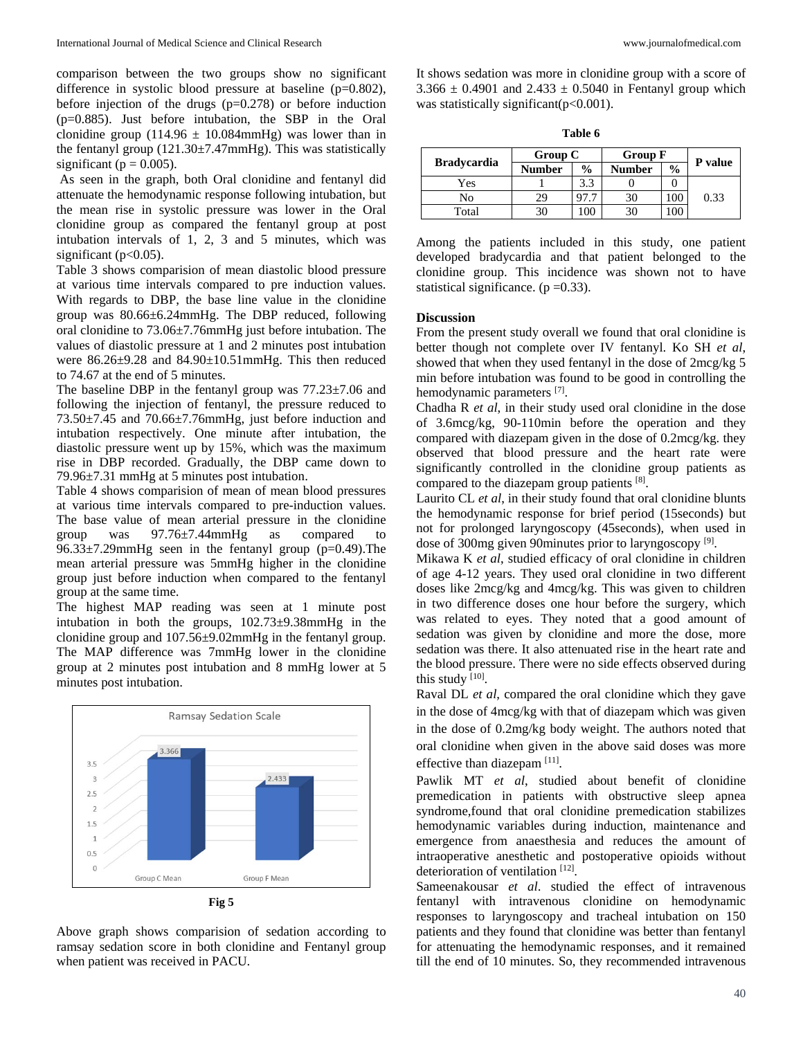comparison between the two groups show no significant difference in systolic blood pressure at baseline (p=0.802), before injection of the drugs (p=0.278) or before induction (p=0.885). Just before intubation, the SBP in the Oral clonidine group (114.96 ± 10.084mmHg) was lower than in the fentanyl group (121.30±7.47mmHg). This was statistically significant (p = 0.005).

As seen in the graph, both Oral clonidine and fentanyl did attenuate the hemodynamic response following intubation, but the mean rise in systolic pressure was lower in the Oral clonidine group as compared the fentanyl group at post intubation intervals of 1, 2, 3 and 5 minutes, which was significant (p<0.05).

Table 3 shows comparision of mean diastolic blood pressure at various time intervals compared to pre induction values. With regards to DBP, the base line value in the clonidine group was 80.66±6.24mmHg. The DBP reduced, following oral clonidine to 73.06±7.76mmHg just before intubation. The values of diastolic pressure at 1 and 2 minutes post intubation were 86.26±9.28 and 84.90±10.51mmHg. This then reduced to 74.67 at the end of 5 minutes.

The baseline DBP in the fentanyl group was 77.23±7.06 and following the injection of fentanyl, the pressure reduced to 73.50±7.45 and 70.66±7.76mmHg, just before induction and intubation respectively. One minute after intubation, the diastolic pressure went up by 15%, which was the maximum rise in DBP recorded. Gradually, the DBP came down to 79.96±7.31 mmHg at 5 minutes post intubation.

Table 4 shows comparision of mean of mean blood pressures at various time intervals compared to pre-induction values. The base value of mean arterial pressure in the clonidine group was 97.76±7.44mmHg as compared to 96.33±7.29mmHg seen in the fentanyl group (p=0.49).The mean arterial pressure was 5mmHg higher in the clonidine group just before induction when compared to the fentanyl group at the same time.

The highest MAP reading was seen at 1 minute post intubation in both the groups, 102.73±9.38mmHg in the clonidine group and 107.56±9.02mmHg in the fentanyl group. The MAP difference was 7mmHg lower in the clonidine group at 2 minutes post intubation and 8 mmHg lower at 5 minutes post intubation.

**Fig 5**

Above graph shows comparision of sedation according to ramsay sedation score in both clonidine and Fentanyl group when patient was received in PACU.

It shows sedation was more in clonidine group with a score of 3.366 ± 0.4901 and 2.433 ± 0.5040 in Fentanyl group which was statistically significant(p<0.001).

**Table 6**

| Bradycardia | Group C | | Group F | | P value |
|---|---|---|---|---|---|
| | Number | % | Number | % | |
| Yes | 1 | 3.3 | 0 | 0 | 0.33 |
| No | 29 | 97.7 | 30 | 100 | |
| Total | 30 | 100 | 30 | 100 | |

Among the patients included in this study, one patient developed bradycardia and that patient belonged to the clonidine group. This incidence was shown not to have statistical significance. (p =0.33).

## Discussion

From the present study overall we found that oral clonidine is better though not complete over IV fentanyl. Ko SH *et al*, showed that when they used fentanyl in the dose of 2mcg/kg 5 min before intubation was found to be good in controlling the hemodynamic parameters [7].

Chadha R *et al*, in their study used oral clonidine in the dose of 3.6mcg/kg, 90-110min before the operation and they compared with diazepam given in the dose of 0.2mcg/kg. they observed that blood pressure and the heart rate were significantly controlled in the clonidine group patients as compared to the diazepam group patients [8].

Laurito CL *et al*, in their study found that oral clonidine blunts the hemodynamic response for brief period (15seconds) but not for prolonged laryngoscopy (45seconds), when used in dose of 300mg given 90minutes prior to laryngoscopy [9].

Mikawa K *et al*, studied efficacy of oral clonidine in children of age 4-12 years. They used oral clonidine in two different doses like 2mcg/kg and 4mcg/kg. This was given to children in two difference doses one hour before the surgery, which was related to eyes. They noted that a good amount of sedation was given by clonidine and more the dose, more sedation was there. It also attenuated rise in the heart rate and the blood pressure. There were no side effects observed during this study [10].

Raval DL *et al*, compared the oral clonidine which they gave in the dose of 4mcg/kg with that of diazepam which was given in the dose of 0.2mg/kg body weight. The authors noted that oral clonidine when given in the above said doses was more effective than diazepam [11].

Pawlik MT *et al*, studied about benefit of clonidine premedication in patients with obstructive sleep apnea syndrome,found that oral clonidine premedication stabilizes hemodynamic variables during induction, maintenance and emergence from anaesthesia and reduces the amount of intraoperative anesthetic and postoperative opioids without deterioration of ventilation [12].

Sameenakousar *et al*. studied the effect of intravenous fentanyl with intravenous clonidine on hemodynamic responses to laryngoscopy and tracheal intubation on 150 patients and they found that clonidine was better than fentanyl for attenuating the hemodynamic responses, and it remained till the end of 10 minutes. So, they recommended intravenous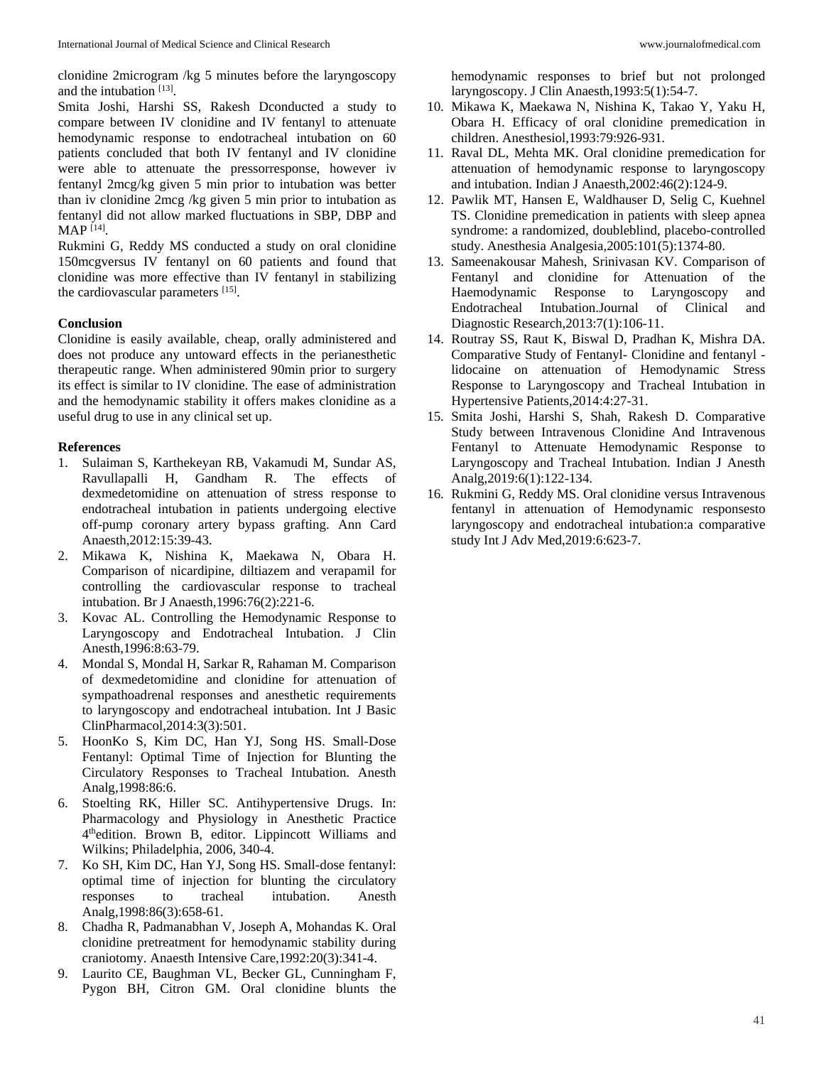clonidine 2microgram /kg 5 minutes before the laryngoscopy and the intubation [13].

Smita Joshi, Harshi SS, Rakesh Dconducted a study to compare between IV clonidine and IV fentanyl to attenuate hemodynamic response to endotracheal intubation on 60 patients concluded that both IV fentanyl and IV clonidine were able to attenuate the pressorresponse, however iv fentanyl 2mcg/kg given 5 min prior to intubation was better than iv clonidine 2mcg /kg given 5 min prior to intubation as fentanyl did not allow marked fluctuations in SBP, DBP and MAP [14].

Rukmini G, Reddy MS conducted a study on oral clonidine 150mcgversus IV fentanyl on 60 patients and found that clonidine was more effective than IV fentanyl in stabilizing the cardiovascular parameters [15].

## Conclusion

Clonidine is easily available, cheap, orally administered and does not produce any untoward effects in the perianesthetic therapeutic range. When administered 90min prior to surgery its effect is similar to IV clonidine. The ease of administration and the hemodynamic stability it offers makes clonidine as a useful drug to use in any clinical set up.

## References

1. Sulaiman S, Karthekeyan RB, Vakamudi M, Sundar AS, Ravullapalli H, Gandham R. The effects of dexmedetomidine on attenuation of stress response to endotracheal intubation in patients undergoing elective off-pump coronary artery bypass grafting. Ann Card Anaesth,2012:15:39-43.
2. Mikawa K, Nishina K, Maekawa N, Obara H. Comparison of nicardipine, diltiazem and verapamil for controlling the cardiovascular response to tracheal intubation. Br J Anaesth,1996:76(2):221-6.
3. Kovac AL. Controlling the Hemodynamic Response to Laryngoscopy and Endotracheal Intubation. J Clin Anesth,1996:8:63-79.
4. Mondal S, Mondal H, Sarkar R, Rahaman M. Comparison of dexmedetomidine and clonidine for attenuation of sympathoadrenal responses and anesthetic requirements to laryngoscopy and endotracheal intubation. Int J Basic ClinPharmacol,2014:3(3):501.
5. HoonKo S, Kim DC, Han YJ, Song HS. Small-Dose Fentanyl: Optimal Time of Injection for Blunting the Circulatory Responses to Tracheal Intubation. Anesth Analg,1998:86:6.
6. Stoelting RK, Hiller SC. Antihypertensive Drugs. In: Pharmacology and Physiology in Anesthetic Practice 4thedition. Brown B, editor. Lippincott Williams and Wilkins; Philadelphia, 2006, 340-4.
7. Ko SH, Kim DC, Han YJ, Song HS. Small-dose fentanyl: optimal time of injection for blunting the circulatory responses to tracheal intubation. Anesth Analg,1998:86(3):658-61.
8. Chadha R, Padmanabhan V, Joseph A, Mohandas K. Oral clonidine pretreatment for hemodynamic stability during craniotomy. Anaesth Intensive Care,1992:20(3):341-4.
9. Laurito CE, Baughman VL, Becker GL, Cunningham F, Pygon BH, Citron GM. Oral clonidine blunts the hemodynamic responses to brief but not prolonged laryngoscopy. J Clin Anaesth,1993:5(1):54-7.
10. Mikawa K, Maekawa N, Nishina K, Takao Y, Yaku H, Obara H. Efficacy of oral clonidine premedication in children. Anesthesiol,1993:79:926-931.
11. Raval DL, Mehta MK. Oral clonidine premedication for attenuation of hemodynamic response to laryngoscopy and intubation. Indian J Anaesth,2002:46(2):124-9.
12. Pawlik MT, Hansen E, Waldhauser D, Selig C, Kuehnel TS. Clonidine premedication in patients with sleep apnea syndrome: a randomized, doubleblind, placebo-controlled study. Anesthesia Analgesia,2005:101(5):1374-80.
13. Sameenakousar Mahesh, Srinivasan KV. Comparison of Fentanyl and clonidine for Attenuation of the Haemodynamic Response to Laryngoscopy and Endotracheal Intubation.Journal of Clinical and Diagnostic Research,2013:7(1):106-11.
14. Routray SS, Raut K, Biswal D, Pradhan K, Mishra DA. Comparative Study of Fentanyl- Clonidine and fentanyl - lidocaine on attenuation of Hemodynamic Stress Response to Laryngoscopy and Tracheal Intubation in Hypertensive Patients,2014:4:27-31.
15. Smita Joshi, Harshi S, Shah, Rakesh D. Comparative Study between Intravenous Clonidine And Intravenous Fentanyl to Attenuate Hemodynamic Response to Laryngoscopy and Tracheal Intubation. Indian J Anesth Analg,2019:6(1):122-134.
16. Rukmini G, Reddy MS. Oral clonidine versus Intravenous fentanyl in attenuation of Hemodynamic responsesto laryngoscopy and endotracheal intubation:a comparative study Int J Adv Med,2019:6:623-7.